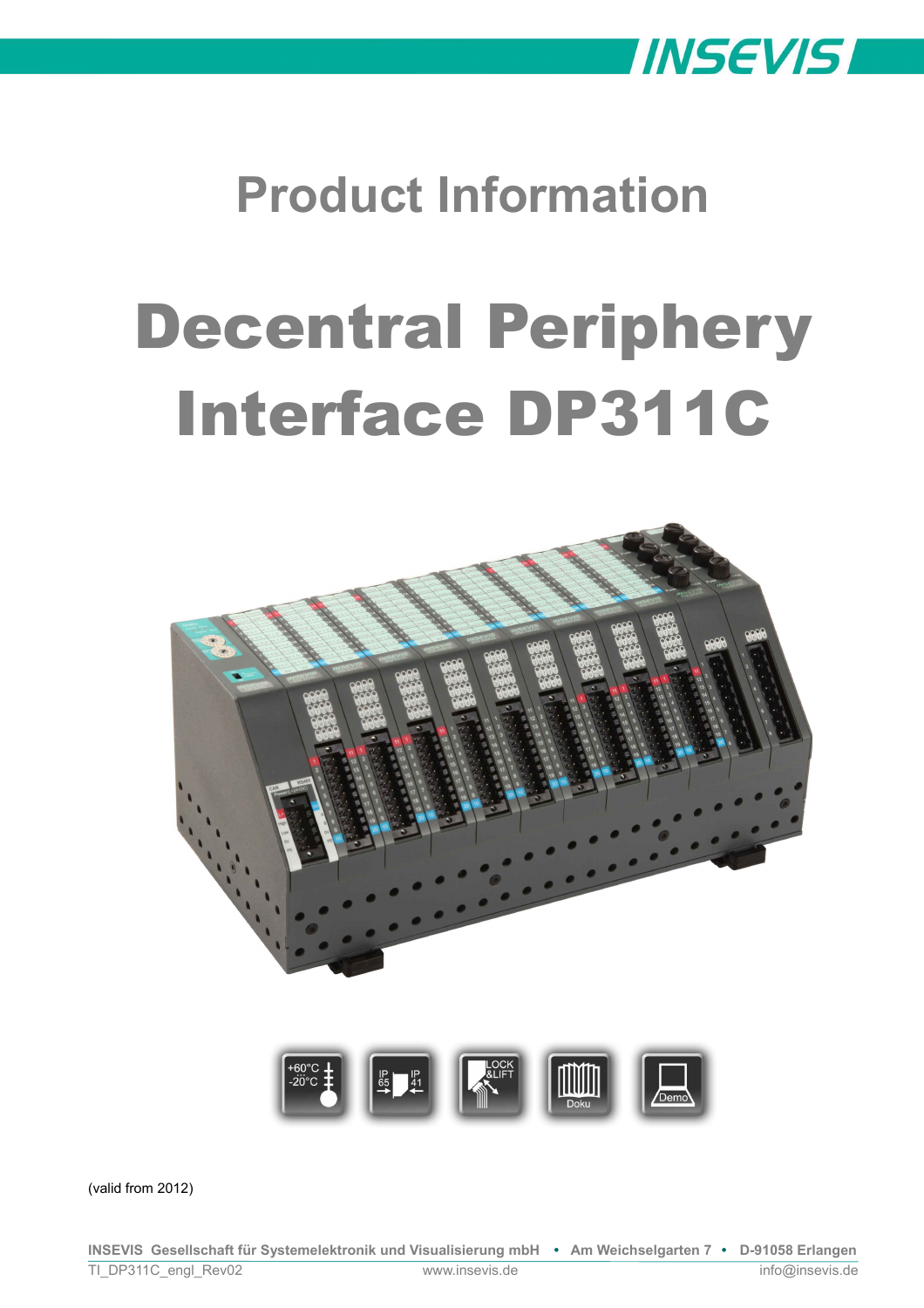# Product Information

# Decentral Periphery Interface DP311C

(valid from 2012)

**INSEVIS Gesellschaft für Systemelektronik und Visualisierung mbH • Am Weichselgarten 7 • D-91058 Erlangen**

TI_DP311C_engl_Rev02 www.insevis.de info@insevis.de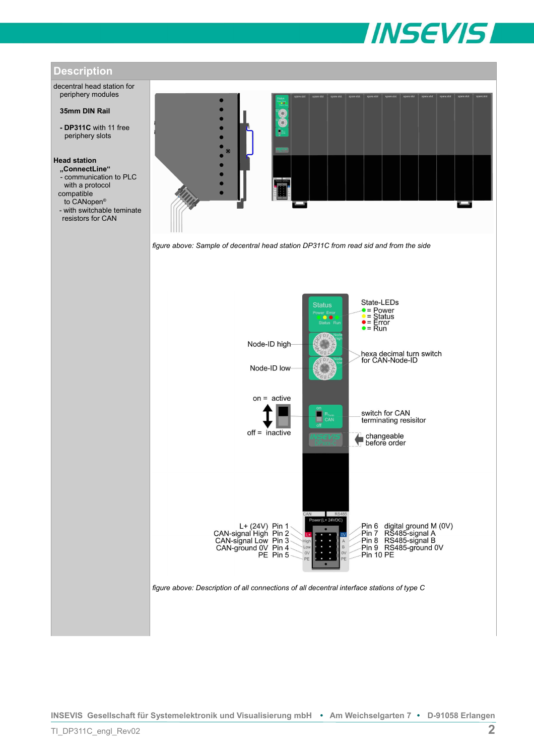## Description

decentral head station for periphery modules

**35mm DIN Rail**

- **DP311C** with 11 free periphery slots

**Head station „ConnectLine“**

- communication to PLC with a protocol compatible to CANopen®
- with switchable teminate resistors for CAN

*figure above: Sample of decentral head station DP311C from read sid and from the side*

State-LEDs
= Power
= Status
= Error
= Run

Node-ID high

Node-ID low

hexa decimal turn switch for CAN-Node-ID

on = active

off = inactive

switch for CAN terminating resisitor

changeable before order

L+ (24V) Pin 1
CAN-signal High Pin 2
CAN-signal Low Pin 3
CAN-ground 0V Pin 4
PE Pin 5

Pin 6 digital ground M (0V)
Pin 7 RS485-signal A
Pin 8 RS485-signal B
Pin 9 RS485-ground 0V
Pin 10 PE

*figure above: Description of all connections of all decentral interface stations of type C*

INSEVIS Gesellschaft für Systemelektronik und Visualisierung mbH • Am Weichselgarten 7 • D-91058 Erlangen

TI_DP311C_engl_Rev02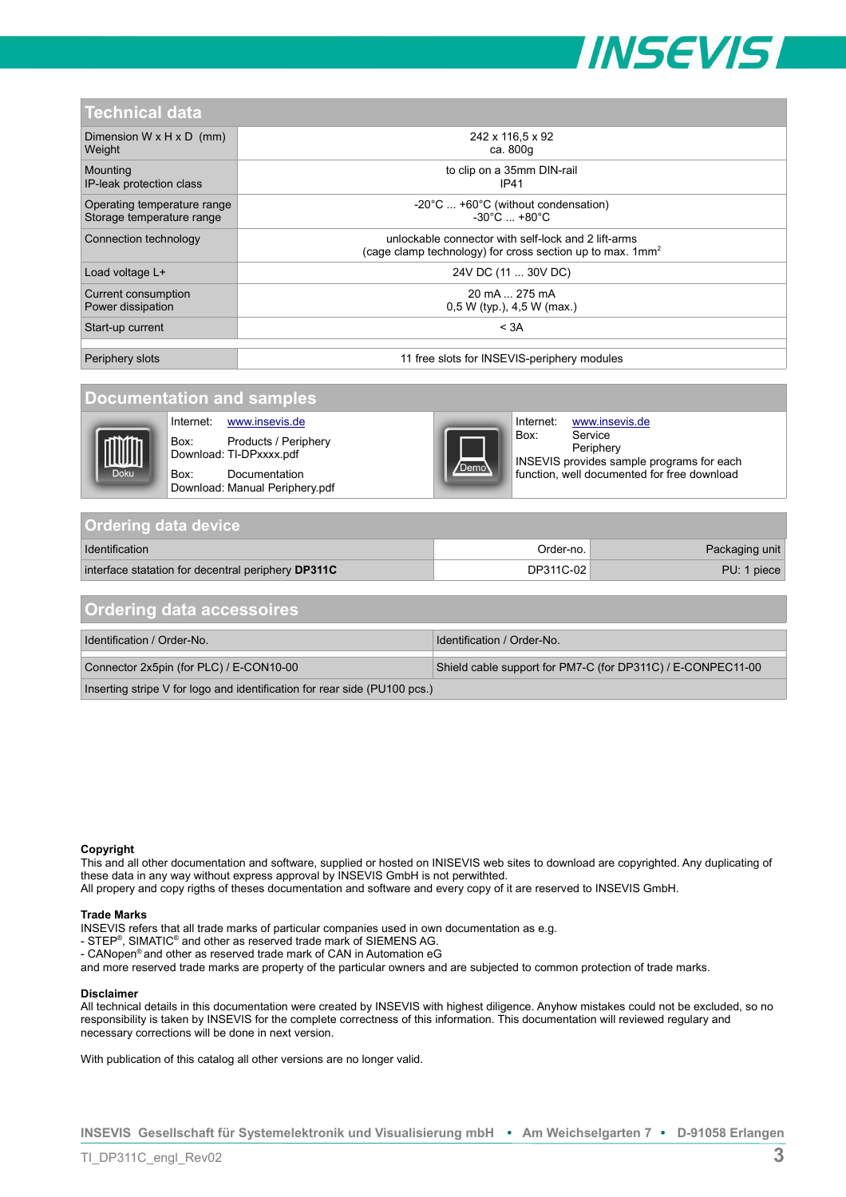## Technical data

| | |
|---|---|
| Dimension W x H x D (mm)<br>Weight | 242 x 116,5 x 92<br>ca. 800g |
| Mounting<br>IP-leak protection class | to clip on a 35mm DIN-rail<br>IP41 |
| Operating temperature range<br>Storage temperature range | -20°C ... +60°C (without condensation)<br>-30°C ... +80°C |
| Connection technology | unlockable connector with self-lock and 2 lift-arms<br>(cage clamp technology) for cross section up to max. 1mm² |
| Load voltage L+ | 24V DC (11 ... 30V DC) |
| Current consumption<br>Power dissipation | 20 mA ... 275 mA<br>0,5 W (typ.), 4,5 W (max.) |
| Start-up current | < 3A |
| | |
| Periphery slots | 11 free slots for INSEVIS-periphery modules |

## Documentation and samples

Doku

Internet: www.insevis.de

Box: Products / Periphery
Download: TI-DPxxxx.pdf

Box: Documentation
Download: Manual Periphery.pdf

Demo

Internet: www.insevis.de
Box: Service
Periphery

INSEVIS provides sample programs for each function, well documented for free download

## Ordering data device

| Identification | Order-no. | Packaging unit |
|---|---|---|
| interface statation for decentral periphery **DP311C** | DP311C-02 | PU: 1 piece |

## Ordering data accessoires

| Identification / Order-No. | Identification / Order-No. |
|---|---|
| Connector 2x5pin (for PLC) / E-CON10-00 | Shield cable support for PM7-C (for DP311C) / E-CONPEC11-00 |
| Inserting stripe V for logo and identification for rear side (PU100 pcs.) | |

**Copyright**
This and all other documentation and software, supplied or hosted on INISEVIS web sites to download are copyrighted. Any duplicating of these data in any way without express approval by INSEVIS GmbH is not perwithted.
All propery and copy rigths of theses documentation and software and every copy of it are reserved to INSEVIS GmbH.

**Trade Marks**
INSEVIS refers that all trade marks of particular companies used in own documentation as e.g.
- STEP®, SIMATIC® and other as reserved trade mark of SIEMENS AG.
- CANopen® and other as reserved trade mark of CAN in Automation eG
and more reserved trade marks are property of the particular owners and are subjected to common protection of trade marks.

**Disclaimer**
All technical details in this documentation were created by INSEVIS with highest diligence. Anyhow mistakes could not be excluded, so no responsibility is taken by INSEVIS for the complete correctness of this information. This documentation will reviewed regulary and necessary corrections will be done in next version.

With publication of this catalog all other versions are no longer valid.

**INSEVIS Gesellschaft für Systemelektronik und Visualisierung mbH • Am Weichselgarten 7 • D-91058 Erlangen**

TI_DP311C_engl_Rev02